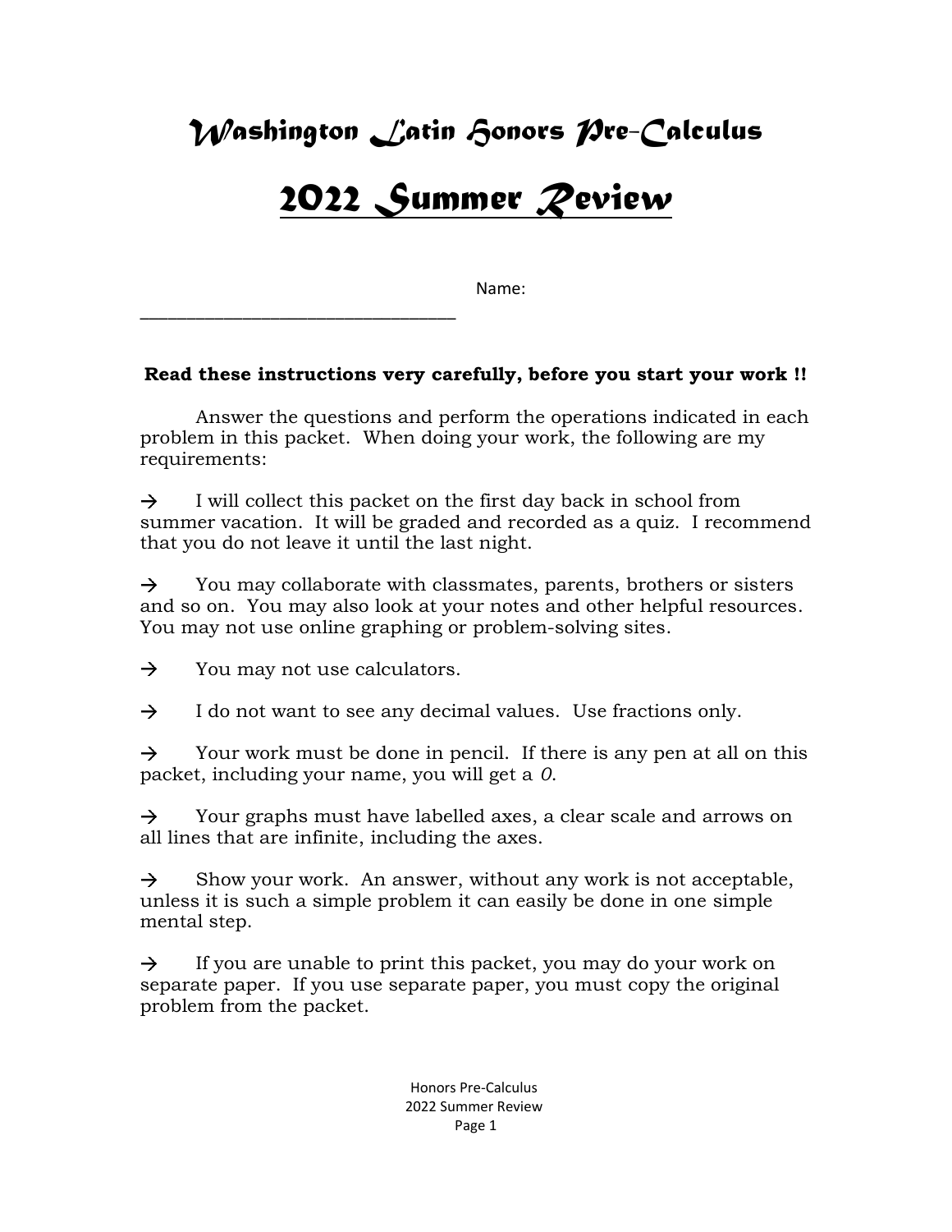# Washington Latin Honors Pre-Calculus

# 2022 Summer Review

Name: ___________________________________

**Read these instructions very carefully, before you start your work !!**

Answer the questions and perform the operations indicated in each problem in this packet. When doing your work, the following are my requirements:

→ I will collect this packet on the first day back in school from summer vacation. It will be graded and recorded as a quiz. I recommend that you do not leave it until the last night.

→ You may collaborate with classmates, parents, brothers or sisters and so on. You may also look at your notes and other helpful resources. You may not use online graphing or problem-solving sites.

→ You may not use calculators.

→ I do not want to see any decimal values. Use fractions only.

→ Your work must be done in pencil. If there is any pen at all on this packet, including your name, you will get a *0*.

→ Your graphs must have labelled axes, a clear scale and arrows on all lines that are infinite, including the axes.

→ Show your work. An answer, without any work is not acceptable, unless it is such a simple problem it can easily be done in one simple mental step.

→ If you are unable to print this packet, you may do your work on separate paper. If you use separate paper, you must copy the original problem from the packet.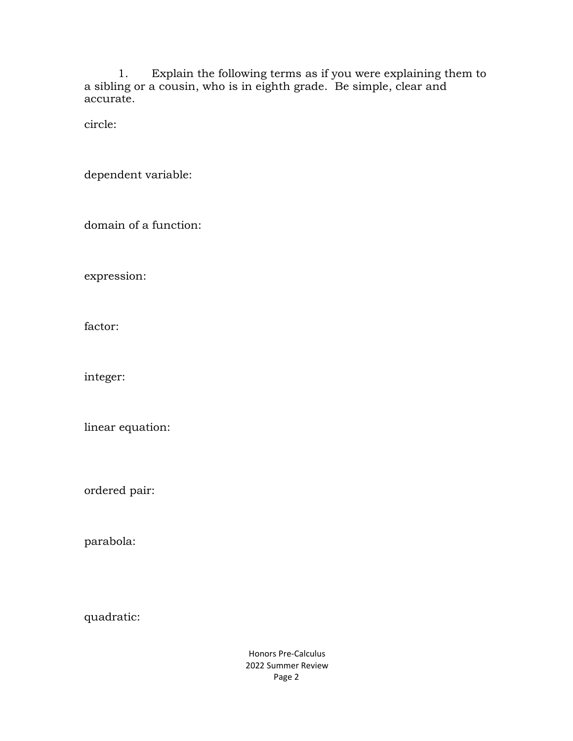1. Explain the following terms as if you were explaining them to a sibling or a cousin, who is in eighth grade. Be simple, clear and accurate.

circle:

dependent variable:

domain of a function:

expression:

factor:

integer:

linear equation:

ordered pair:

parabola:

quadratic: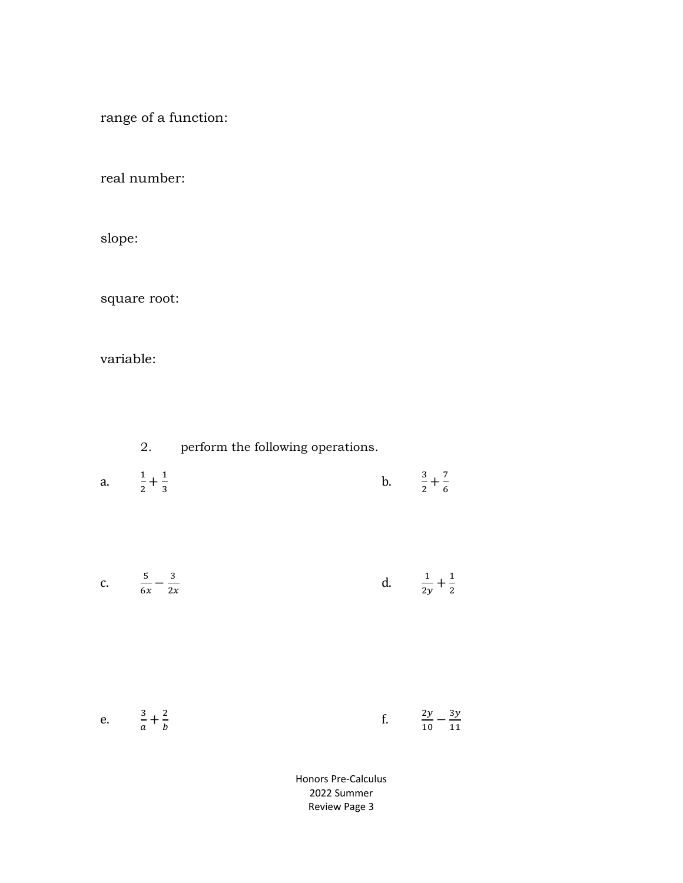range of a function:

real number:

slope:

square root:

variable:

2. perform the following operations.

a. $\frac{1}{2}+\frac{1}{3}$

b. $\frac{3}{2}+\frac{7}{6}$

c. $\frac{5}{6x}-\frac{3}{2x}$

d. $\frac{1}{2y}+\frac{1}{2}$

e. $\frac{3}{a}+\frac{2}{b}$

f. $\frac{2y}{10}-\frac{3y}{11}$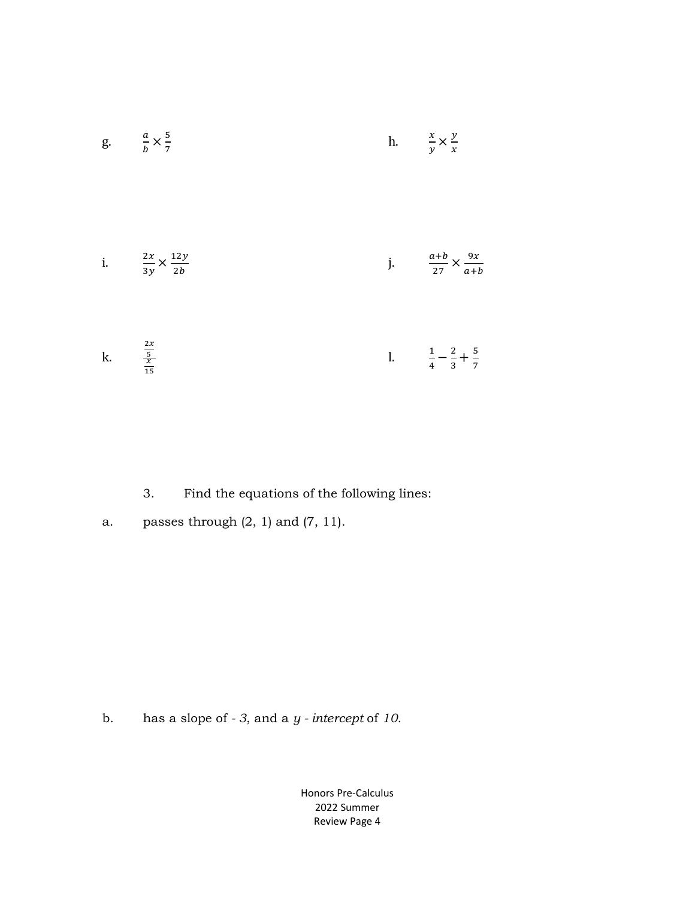g. $\frac{a}{b} \times \frac{5}{7}$

h. $\frac{x}{y} \times \frac{y}{x}$

i. $\frac{2x}{3y} \times \frac{12y}{2b}$

j. $\frac{a+b}{27} \times \frac{9x}{a+b}$

k. $\frac{\frac{2x}{5}}{\frac{x}{15}}$

l. $\frac{1}{4} - \frac{2}{3} + \frac{5}{7}$

3. Find the equations of the following lines:

a. passes through (2, 1) and (7, 11).

b. has a slope of - *3*, and a *y - intercept* of *10*.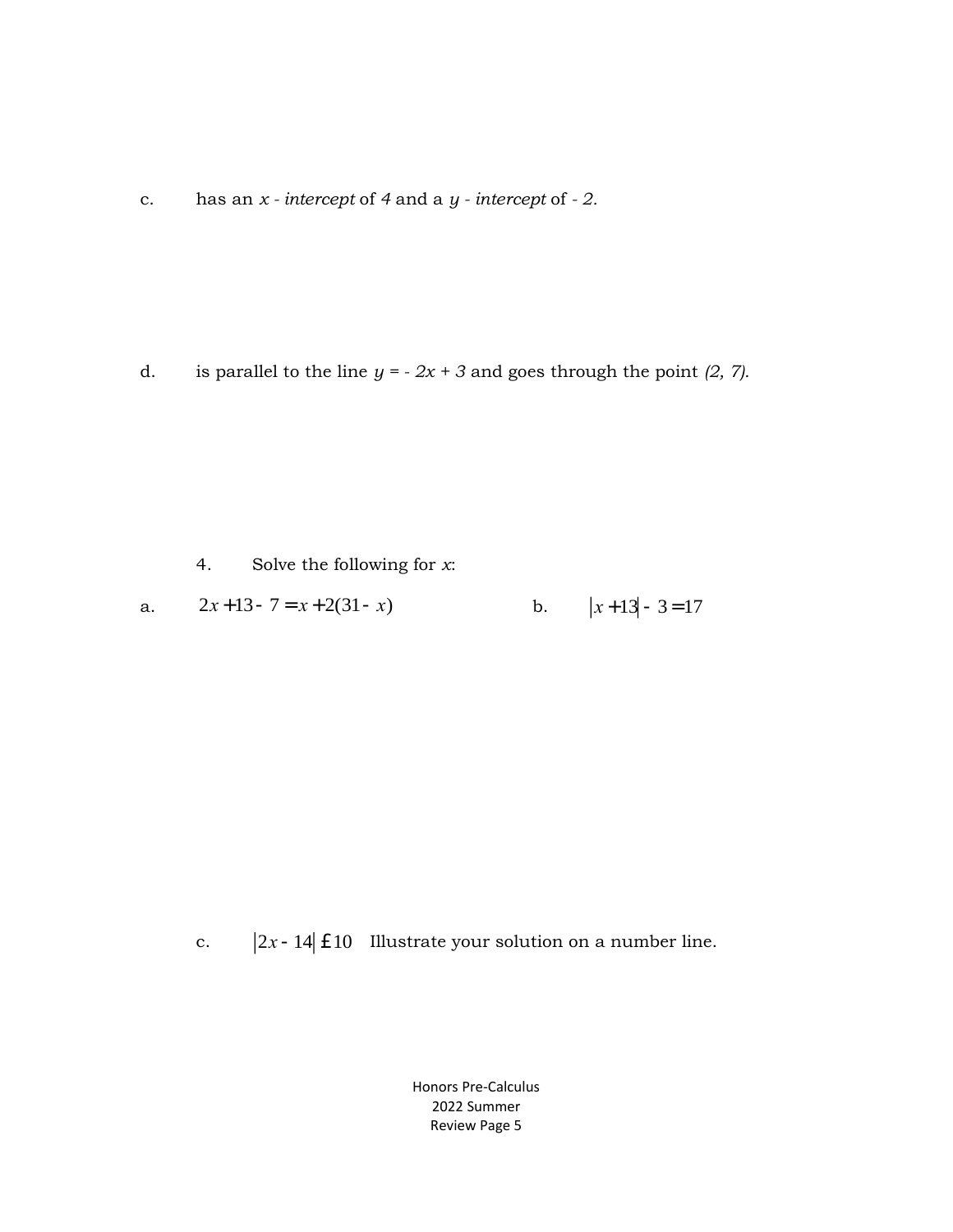c. has an $x$ - *intercept* of *4* and a $y$ - *intercept* of - *2*.

d. is parallel to the line $y = -2x + 3$ and goes through the point *(2, 7)*.

4. Solve the following for $x$:

a. $2x + 13 - 7 = x + 2(31 - x)$

b. $|x + 13| - 3 = 17$

c. $|2x - 14| \leq 10$ Illustrate your solution on a number line.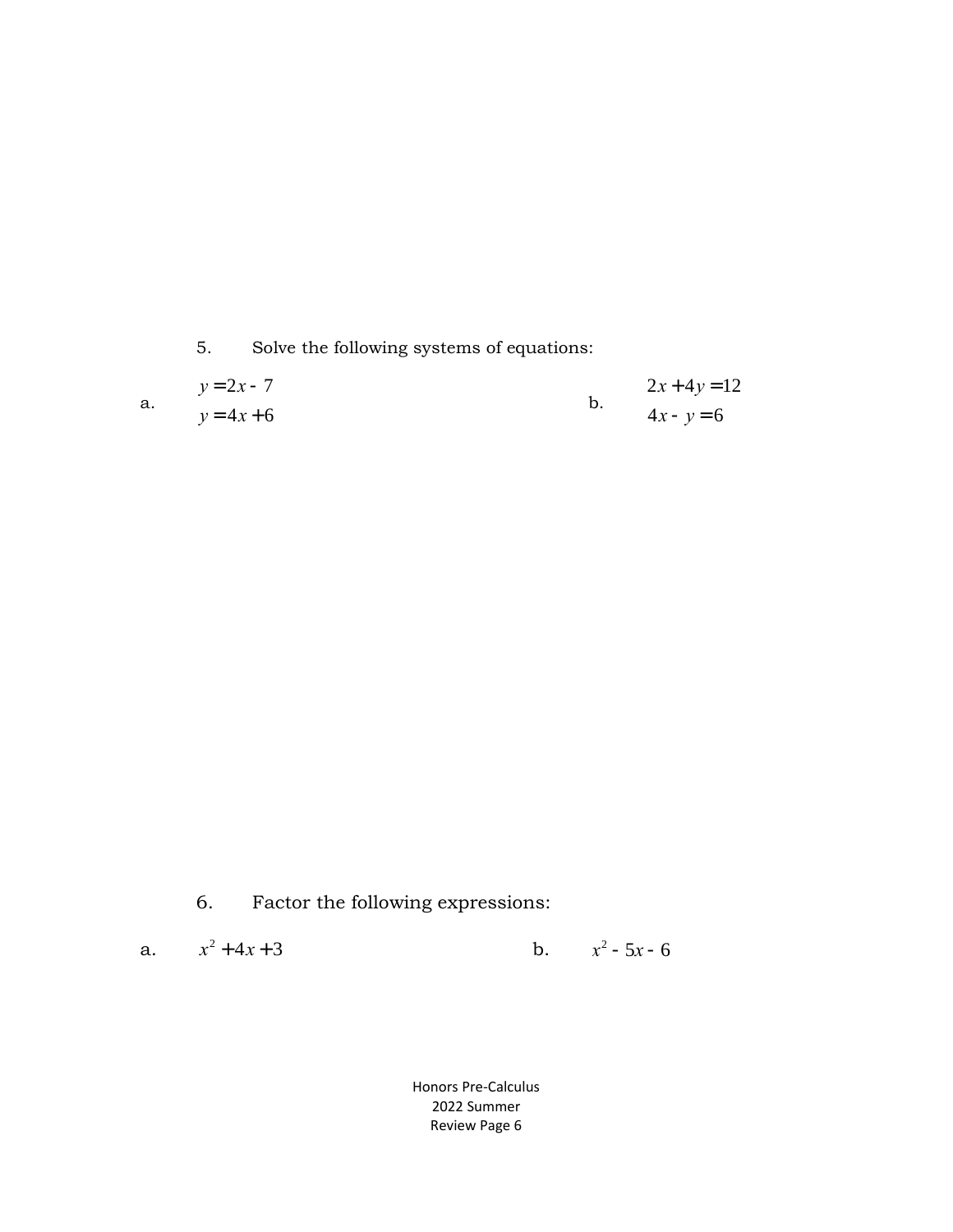5. Solve the following systems of equations:

a.
$$y = 2x - 7$$
$$y = 4x + 6$$

b.
$$2x + 4y = 12$$
$$4x - y = 6$$

6. Factor the following expressions:

a. $x^2 + 4x + 3$

b. $x^2 - 5x - 6$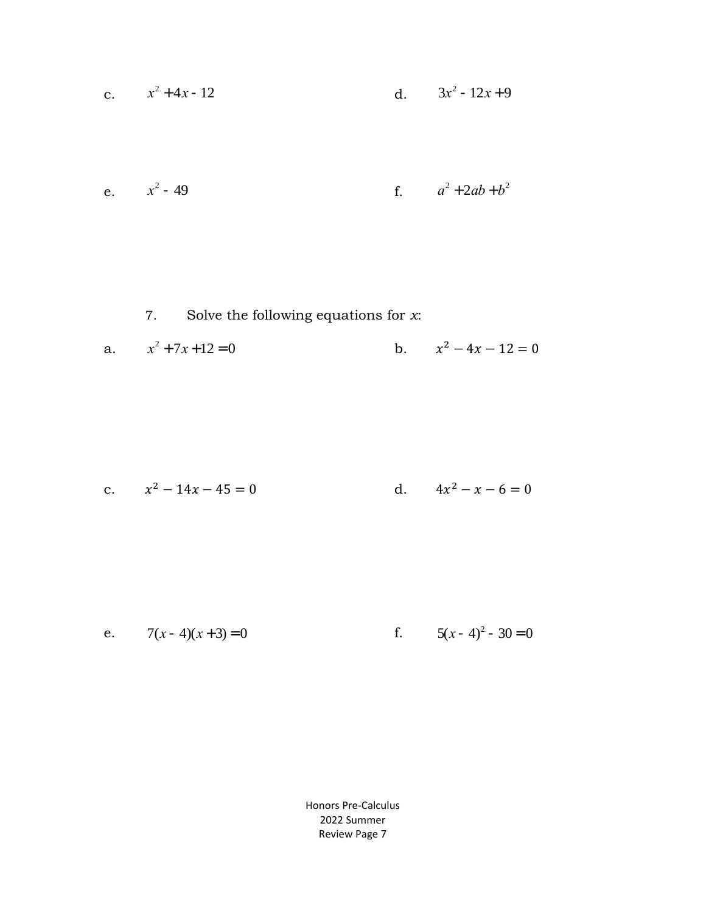c. $x^2 + 4x - 12$

d. $3x^2 - 12x + 9$

e. $x^2 - 49$

f. $a^2 + 2ab + b^2$

7. Solve the following equations for $x$:

a. $x^2 + 7x + 12 = 0$

b. $x^2 - 4x - 12 = 0$

c. $x^2 - 14x - 45 = 0$

d. $4x^2 - x - 6 = 0$

e. $7(x - 4)(x + 3) = 0$

f. $5(x - 4)^2 - 30 = 0$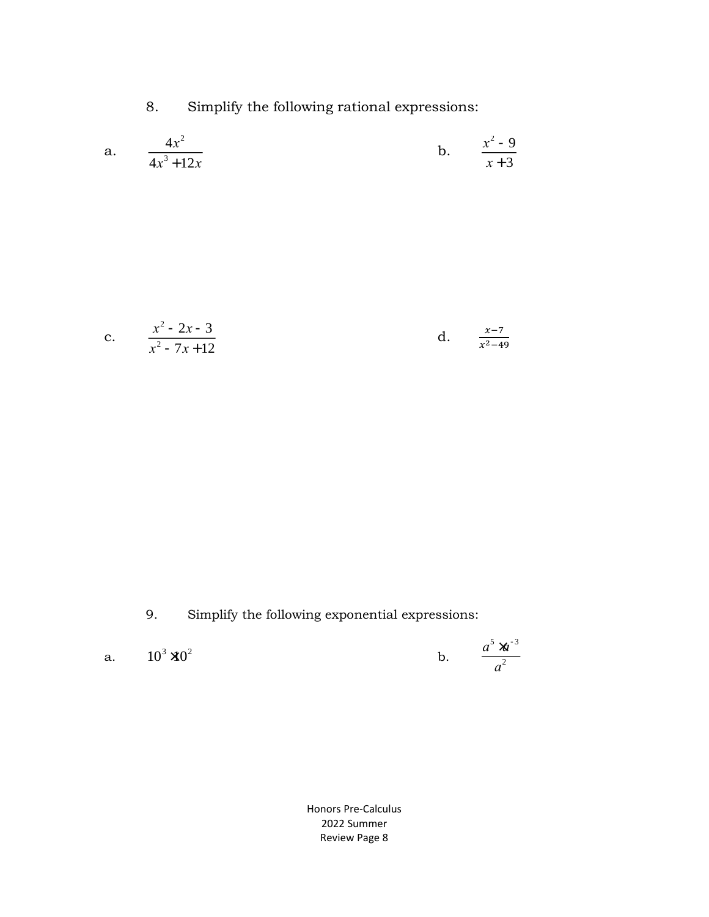8. Simplify the following rational expressions:

a. $\dfrac{4x^2}{4x^3+12x}$

b. $\dfrac{x^2-9}{x+3}$

c. $\dfrac{x^2-2x-3}{x^2-7x+12}$

d. $\dfrac{x-7}{x^2-49}$

9. Simplify the following exponential expressions:

a. $10^3 \cdot 10^2$

b. $\dfrac{a^5 \cdot a^{-3}}{a^2}$

Honors Pre-Calculus
2022 Summer
Review Page 8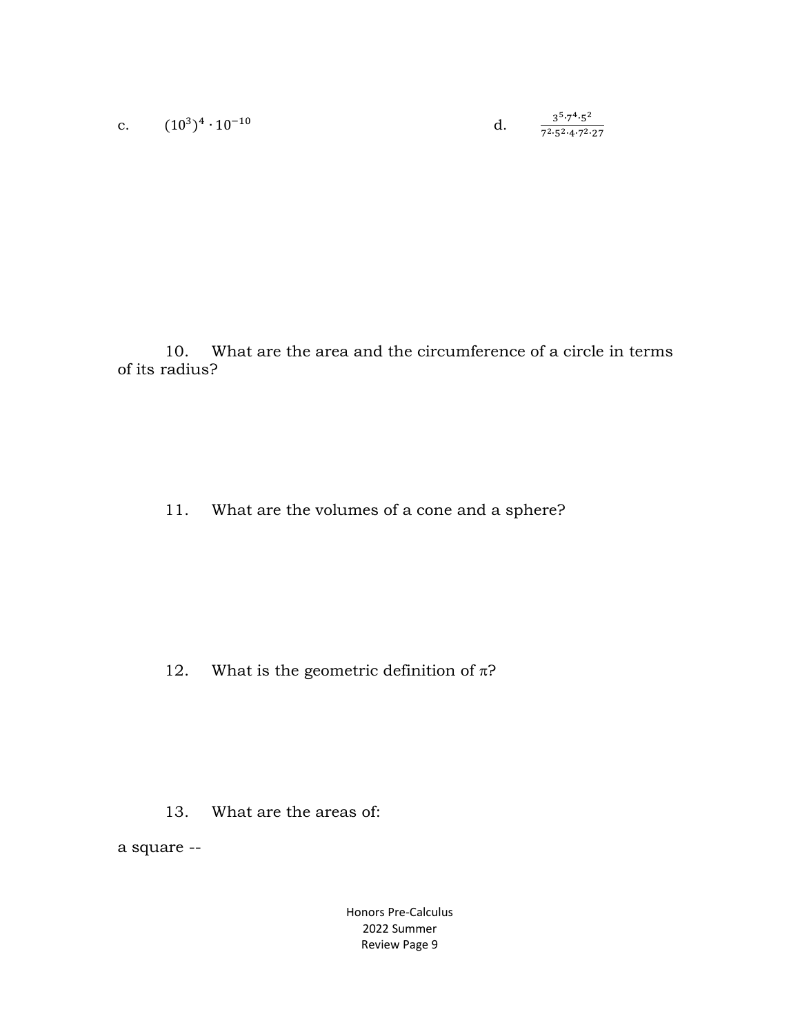c. $(10^3)^4 \cdot 10^{-10}$

d. $\frac{3^5 \cdot 7^4 \cdot 5^2}{7^2 \cdot 5^2 \cdot 4 \cdot 7^2 \cdot 27}$

10. What are the area and the circumference of a circle in terms of its radius?

11. What are the volumes of a cone and a sphere?

12. What is the geometric definition of $\pi$?

13. What are the areas of:

a square --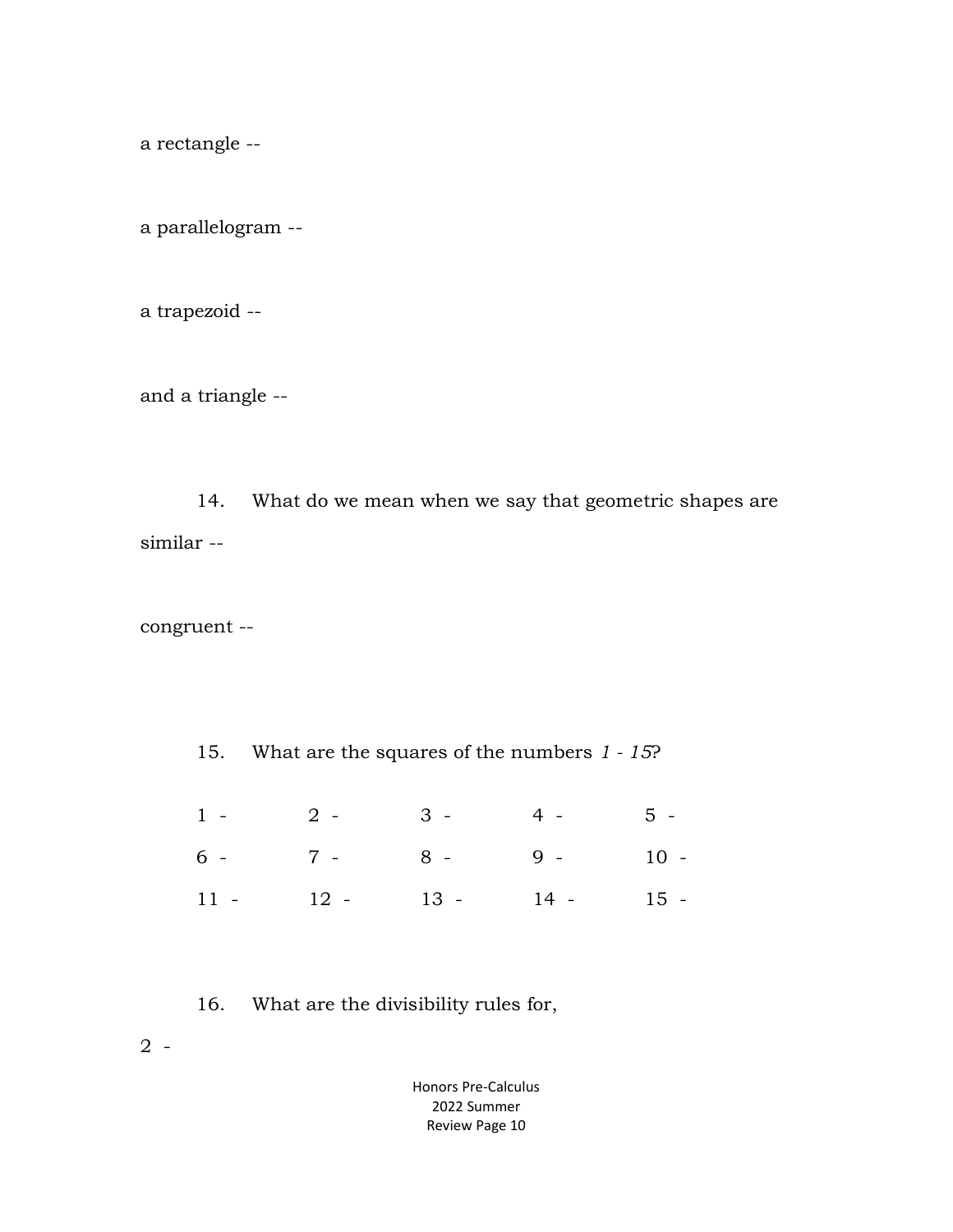a rectangle --

a parallelogram --

a trapezoid --

and a triangle --

14. What do we mean when we say that geometric shapes are similar --

congruent --

15. What are the squares of the numbers *1 - 15*?

| | | | | |
|---|---|---|---|---|
| 1 - | 2 - | 3 - | 4 - | 5 - |
| 6 - | 7 - | 8 - | 9 - | 10 - |
| 11 - | 12 - | 13 - | 14 - | 15 - |

16. What are the divisibility rules for,

2 -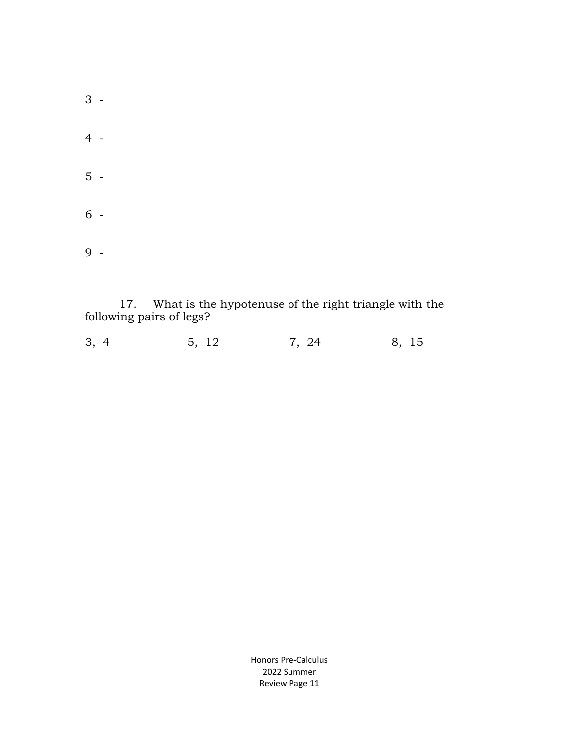3 -

4 -

5 -

6 -

9 -

17. What is the hypotenuse of the right triangle with the following pairs of legs?

| | | | |
|---|---|---|---|
| 3, 4 | 5, 12 | 7, 24 | 8, 15 |